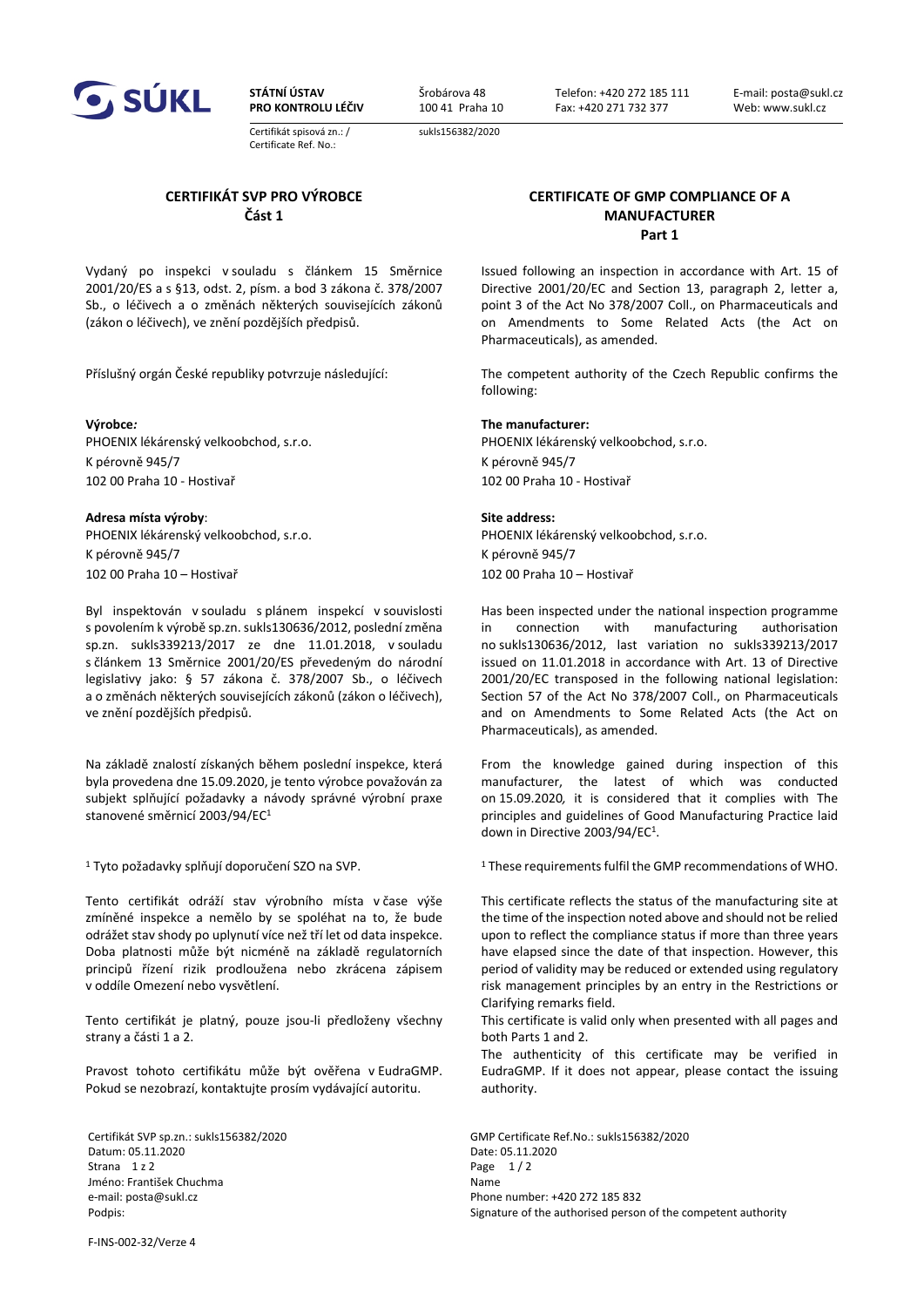**STÁTNÍ ÚSTAV PRO KONTROLU LÉČIV**
Šrobárova 48
100 41 Praha 10
Telefon: +420 272 185 111
Fax: +420 271 732 377
E-mail: posta@sukl.cz
Web: www.sukl.cz

Certifikát spisová zn.: / Certificate Ref. No.: sukls156382/2020

## CERTIFIKÁT SVP PRO VÝROBCE
### Část 1

Vydaný po inspekci v souladu s článkem 15 Směrnice 2001/20/ES a s §13, odst. 2, písm. a bod 3 zákona č. 378/2007 Sb., o léčivech a o změnách některých souvisejících zákonů (zákon o léčivech), ve znění pozdějších předpisů.

Příslušný orgán České republiky potvrzuje následující:

**Výrobce:**
PHOENIX lékárenský velkoobchod, s.r.o.
K pérovně 945/7
102 00 Praha 10 - Hostivař

**Adresa místa výroby**:
PHOENIX lékárenský velkoobchod, s.r.o.
K pérovně 945/7
102 00 Praha 10 – Hostivař

Byl inspektován v souladu s plánem inspekcí v souvislosti s povolením k výrobě sp.zn. sukls130636/2012, poslední změna sp.zn. sukls339213/2017 ze dne 11.01.2018, v souladu s článkem 13 Směrnice 2001/20/ES převedeným do národní legislativy jako: § 57 zákona č. 378/2007 Sb., o léčivech a o změnách některých souvisejících zákonů (zákon o léčivech), ve znění pozdějších předpisů.

Na základě znalostí získaných během poslední inspekce, která byla provedena dne 15.09.2020, je tento výrobce považován za subjekt splňující požadavky a návody správné výrobní praxe stanovené směrnicí 2003/94/EC[1]

[1] Tyto požadavky splňují doporučení SZO na SVP.

Tento certifikát odráží stav výrobního místa v čase výše zmíněné inspekce a nemělo by se spoléhat na to, že bude odrážet stav shody po uplynutí více než tří let od data inspekce. Doba platnosti může být nicméně na základě regulatorních principů řízení rizik prodloužena nebo zkrácena zápisem v oddíle Omezení nebo vysvětlení.

Tento certifikát je platný, pouze jsou-li předloženy všechny strany a části 1 a 2.

Pravost tohoto certifikátu může být ověřena v EudraGMP. Pokud se nezobrazí, kontaktujte prosím vydávající autoritu.

## CERTIFICATE OF GMP COMPLIANCE OF A MANUFACTURER
### Part 1

Issued following an inspection in accordance with Art. 15 of Directive 2001/20/EC and Section 13, paragraph 2, letter a, point 3 of the Act No 378/2007 Coll., on Pharmaceuticals and on Amendments to Some Related Acts (the Act on Pharmaceuticals), as amended.

The competent authority of the Czech Republic confirms the following:

**The manufacturer:**
PHOENIX lékárenský velkoobchod, s.r.o.
K pérovně 945/7
102 00 Praha 10 - Hostivař

**Site address:**
PHOENIX lékárenský velkoobchod, s.r.o.
K pérovně 945/7
102 00 Praha 10 – Hostivař

Has been inspected under the national inspection programme in connection with manufacturing authorisation no sukls130636/2012, last variation no sukls339213/2017 issued on 11.01.2018 in accordance with Art. 13 of Directive 2001/20/EC transposed in the following national legislation: Section 57 of the Act No 378/2007 Coll., on Pharmaceuticals and on Amendments to Some Related Acts (the Act on Pharmaceuticals), as amended.

From the knowledge gained during inspection of this manufacturer, the latest of which was conducted on 15.09.2020, it is considered that it complies with The principles and guidelines of Good Manufacturing Practice laid down in Directive 2003/94/EC[1].

[1] These requirements fulfil the GMP recommendations of WHO.

This certificate reflects the status of the manufacturing site at the time of the inspection noted above and should not be relied upon to reflect the compliance status if more than three years have elapsed since the date of that inspection. However, this period of validity may be reduced or extended using regulatory risk management principles by an entry in the Restrictions or Clarifying remarks field.

This certificate is valid only when presented with all pages and both Parts 1 and 2.

The authenticity of this certificate may be verified in EudraGMP. If it does not appear, please contact the issuing authority.

Certifikát SVP sp.zn.: sukls156382/2020
Datum: 05.11.2020
Strana 1 z 2
Jméno: František Chuchma
e-mail: posta@sukl.cz
Podpis:

GMP Certificate Ref.No.: sukls156382/2020
Date: 05.11.2020
Page 1 / 2
Name
Phone number: +420 272 185 832
Signature of the authorised person of the competent authority

F-INS-002-32/Verze 4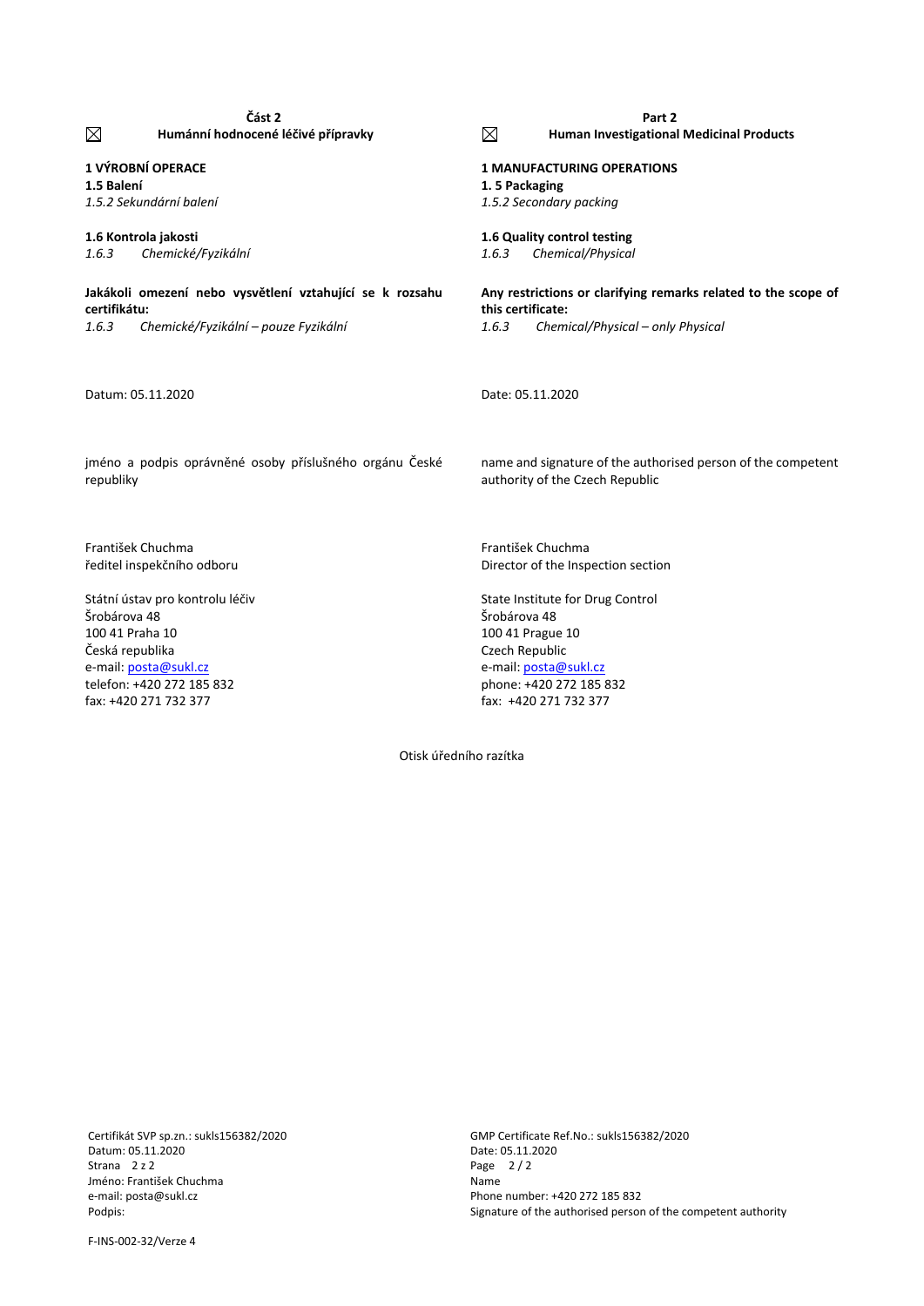**Část 2**

☒ **Humánní hodnocené léčivé přípravky**

**1 VÝROBNÍ OPERACE**
**1.5 Balení**
*1.5.2 Sekundární balení*

**1.6 Kontrola jakosti**
*1.6.3 Chemické/Fyzikální*

**Jakákoli omezení nebo vysvětlení vztahující se k rozsahu certifikátu:**
*1.6.3 Chemické/Fyzikální – pouze Fyzikální*

Datum: 05.11.2020

jméno a podpis oprávněné osoby příslušného orgánu České republiky

František Chuchma
ředitel inspekčního odboru

Státní ústav pro kontrolu léčiv
Šrobárova 48
100 41 Praha 10
Česká republika
e-mail: posta@sukl.cz
telefon: +420 272 185 832
fax: +420 271 732 377

**Part 2**

☒ **Human Investigational Medicinal Products**

**1 MANUFACTURING OPERATIONS**
**1. 5 Packaging**
*1.5.2 Secondary packing*

**1.6 Quality control testing**
*1.6.3 Chemical/Physical*

**Any restrictions or clarifying remarks related to the scope of this certificate:**
*1.6.3 Chemical/Physical – only Physical*

Date: 05.11.2020

name and signature of the authorised person of the competent authority of the Czech Republic

František Chuchma
Director of the Inspection section

State Institute for Drug Control
Šrobárova 48
100 41 Prague 10
Czech Republic
e-mail: posta@sukl.cz
phone: +420 272 185 832
fax: +420 271 732 377

Otisk úředního razítka

Certifikát SVP sp.zn.: sukls156382/2020
Datum: 05.11.2020
Jméno: František Chuchma
e-mail: posta@sukl.cz
Podpis:

GMP Certificate Ref.No.: sukls156382/2020
Date: 05.11.2020
Name
Phone number: +420 272 185 832
Signature of the authorised person of the competent authority

F-INS-002-32/Verze 4